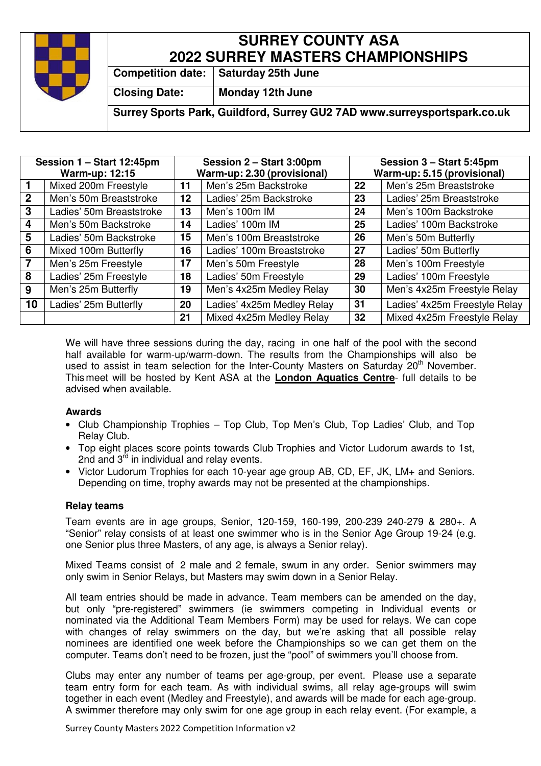# SURREY COUNTY ASA
# 2022 SURREY MASTERS CHAMPIONSHIPS

| | |
|---|---|
| **Competition date:** | **Saturday 25th June** |
| **Closing Date:** | **Monday 12th June** |

**Surrey Sports Park, Guildford, Surrey GU2 7AD www.surreysportspark.co.uk**

| **Session 1 – Start 12:45pm Warm-up: 12:15** | | **Session 2 – Start 3:00pm Warm-up: 2.30 (provisional)** | | **Session 3 – Start 5:45pm Warm-up: 5.15 (provisional)** | |
|---|---|---|---|---|---|
| **1** | Mixed 200m Freestyle | **11** | Men's 25m Backstroke | **22** | Men's 25m Breaststroke |
| **2** | Men's 50m Breaststroke | **12** | Ladies' 25m Backstroke | **23** | Ladies' 25m Breaststroke |
| **3** | Ladies' 50m Breaststroke | **13** | Men's 100m IM | **24** | Men's 100m Backstroke |
| **4** | Men's 50m Backstroke | **14** | Ladies' 100m IM | **25** | Ladies' 100m Backstroke |
| **5** | Ladies' 50m Backstroke | **15** | Men's 100m Breaststroke | **26** | Men's 50m Butterfly |
| **6** | Mixed 100m Butterfly | **16** | Ladies' 100m Breaststroke | **27** | Ladies' 50m Butterfly |
| **7** | Men's 25m Freestyle | **17** | Men's 50m Freestyle | **28** | Men's 100m Freestyle |
| **8** | Ladies' 25m Freestyle | **18** | Ladies' 50m Freestyle | **29** | Ladies' 100m Freestyle |
| **9** | Men's 25m Butterfly | **19** | Men's 4x25m Medley Relay | **30** | Men's 4x25m Freestyle Relay |
| **10** | Ladies' 25m Butterfly | **20** | Ladies' 4x25m Medley Relay | **31** | Ladies' 4x25m Freestyle Relay |
| | | **21** | Mixed 4x25m Medley Relay | **32** | Mixed 4x25m Freestyle Relay |

We will have three sessions during the day, racing in one half of the pool with the second half available for warm-up/warm-down. The results from the Championships will also be used to assist in team selection for the Inter-County Masters on Saturday 20th November. This meet will be hosted by Kent ASA at the **London Aquatics Centre**- full details to be advised when available.

### Awards

- Club Championship Trophies – Top Club, Top Men's Club, Top Ladies' Club, and Top Relay Club.
- Top eight places score points towards Club Trophies and Victor Ludorum awards to 1st, 2nd and 3rd in individual and relay events.
- Victor Ludorum Trophies for each 10-year age group AB, CD, EF, JK, LM+ and Seniors. Depending on time, trophy awards may not be presented at the championships.

### Relay teams

Team events are in age groups, Senior, 120-159, 160-199, 200-239 240-279 & 280+. A "Senior" relay consists of at least one swimmer who is in the Senior Age Group 19-24 (e.g. one Senior plus three Masters, of any age, is always a Senior relay).

Mixed Teams consist of 2 male and 2 female, swum in any order. Senior swimmers may only swim in Senior Relays, but Masters may swim down in a Senior Relay.

All team entries should be made in advance. Team members can be amended on the day, but only "pre-registered" swimmers (ie swimmers competing in Individual events or nominated via the Additional Team Members Form) may be used for relays. We can cope with changes of relay swimmers on the day, but we're asking that all possible relay nominees are identified one week before the Championships so we can get them on the computer. Teams don't need to be frozen, just the "pool" of swimmers you'll choose from.

Clubs may enter any number of teams per age-group, per event. Please use a separate team entry form for each team. As with individual swims, all relay age-groups will swim together in each event (Medley and Freestyle), and awards will be made for each age-group. A swimmer therefore may only swim for one age group in each relay event. (For example, a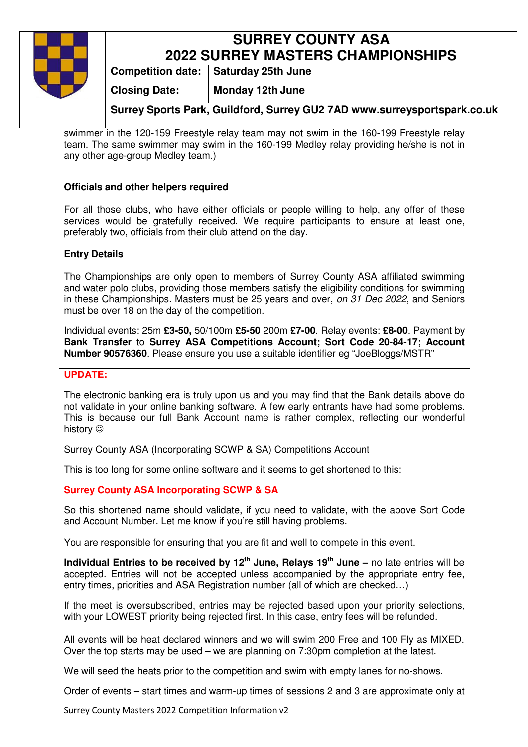swimmer in the 120-159 Freestyle relay team may not swim in the 160-199 Freestyle relay team. The same swimmer may swim in the 160-199 Medley relay providing he/she is not in any other age-group Medley team.)

### Officials and other helpers required

For all those clubs, who have either officials or people willing to help, any offer of these services would be gratefully received. We require participants to ensure at least one, preferably two, officials from their club attend on the day.

### Entry Details

The Championships are only open to members of Surrey County ASA affiliated swimming and water polo clubs, providing those members satisfy the eligibility conditions for swimming in these Championships. Masters must be 25 years and over, *on 31 Dec 2022*, and Seniors must be over 18 on the day of the competition.

Individual events: 25m **£3-50,** 50/100m **£5-50** 200m **£7-00**. Relay events: **£8-00**. Payment by **Bank Transfer** to **Surrey ASA Competitions Account; Sort Code 20-84-17; Account Number 90576360**. Please ensure you use a suitable identifier eg "JoeBloggs/MSTR"

> **UPDATE:**
>
> The electronic banking era is truly upon us and you may find that the Bank details above do not validate in your online banking software. A few early entrants have had some problems. This is because our full Bank Account name is rather complex, reflecting our wonderful history ☺
>
> Surrey County ASA (Incorporating SCWP & SA) Competitions Account
>
> This is too long for some online software and it seems to get shortened to this:
>
> **Surrey County ASA Incorporating SCWP & SA**
>
> So this shortened name should validate, if you need to validate, with the above Sort Code and Account Number. Let me know if you're still having problems.

You are responsible for ensuring that you are fit and well to compete in this event.

**Individual Entries to be received by 12th June, Relays 19th June –** no late entries will be accepted. Entries will not be accepted unless accompanied by the appropriate entry fee, entry times, priorities and ASA Registration number (all of which are checked…)

If the meet is oversubscribed, entries may be rejected based upon your priority selections, with your LOWEST priority being rejected first. In this case, entry fees will be refunded.

All events will be heat declared winners and we will swim 200 Free and 100 Fly as MIXED. Over the top starts may be used – we are planning on 7:30pm completion at the latest.

We will seed the heats prior to the competition and swim with empty lanes for no-shows.

Order of events – start times and warm-up times of sessions 2 and 3 are approximate only at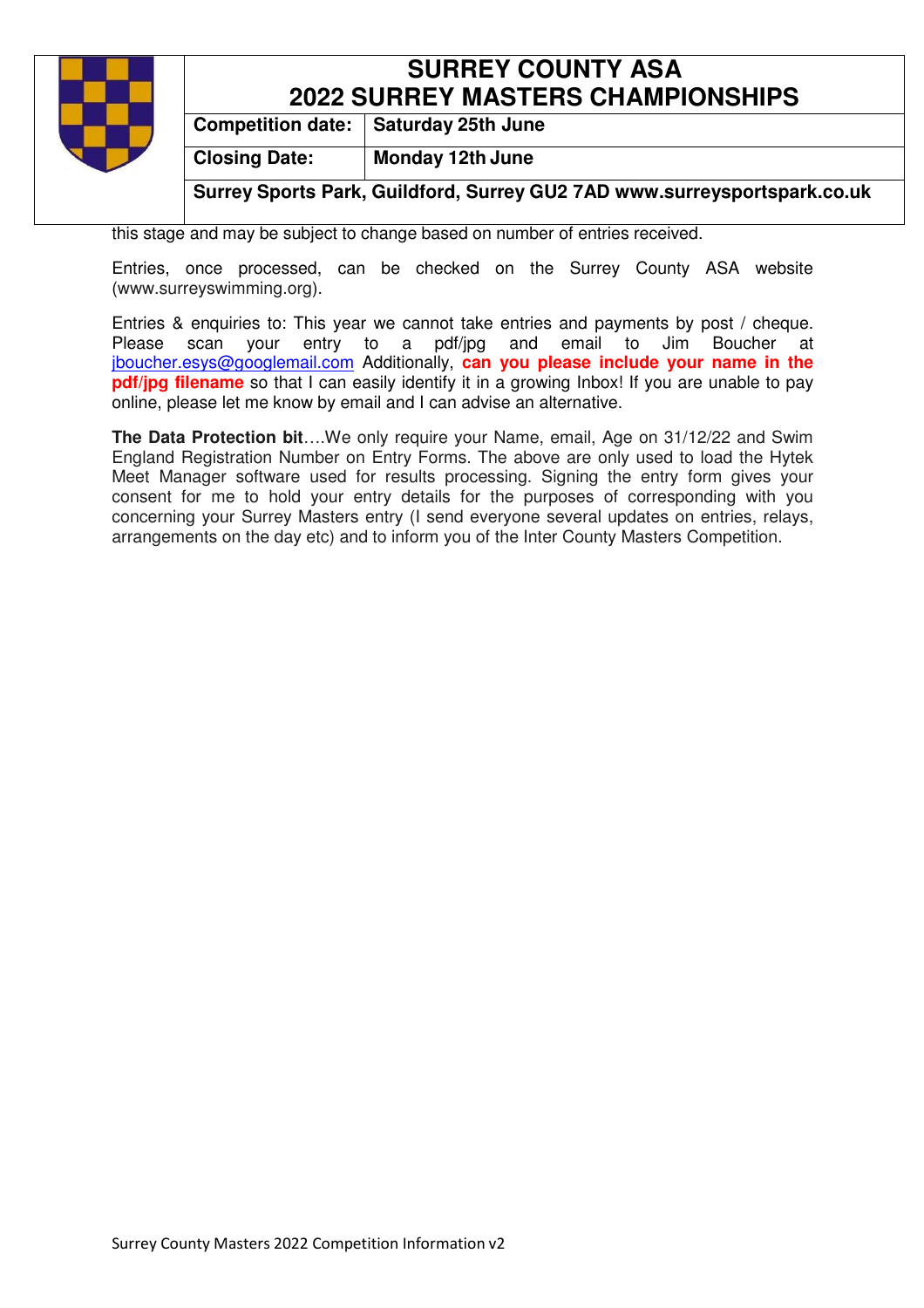this stage and may be subject to change based on number of entries received.

Entries, once processed, can be checked on the Surrey County ASA website (www.surreyswimming.org).

Entries & enquiries to: This year we cannot take entries and payments by post / cheque. Please scan your entry to a pdf/jpg and email to Jim Boucher at jboucher.esys@googlemail.com Additionally, **can you please include your name in the pdf/jpg filename** so that I can easily identify it in a growing Inbox! If you are unable to pay online, please let me know by email and I can advise an alternative.

**The Data Protection bit**….We only require your Name, email, Age on 31/12/22 and Swim England Registration Number on Entry Forms. The above are only used to load the Hytek Meet Manager software used for results processing. Signing the entry form gives your consent for me to hold your entry details for the purposes of corresponding with you concerning your Surrey Masters entry (I send everyone several updates on entries, relays, arrangements on the day etc) and to inform you of the Inter County Masters Competition.